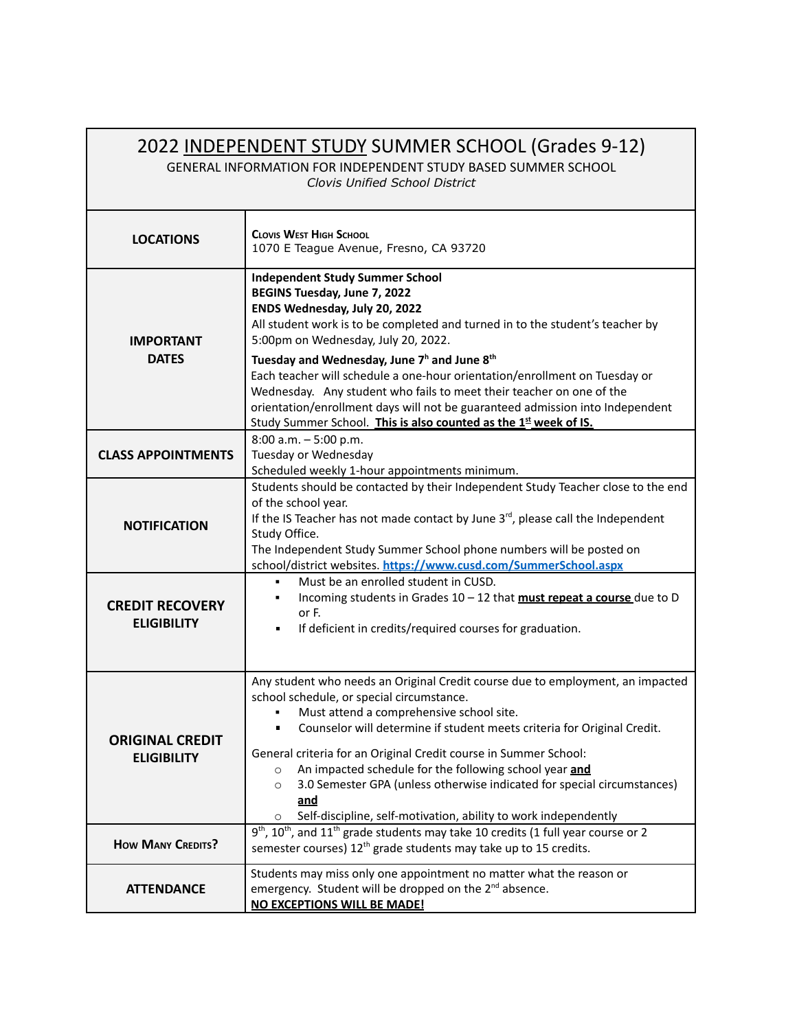# 2022 INDEPENDENT STUDY SUMMER SCHOOL (Grades 9-12)

GENERAL INFORMATION FOR INDEPENDENT STUDY BASED SUMMER SCHOOL

*Clovis Unified School District*

| | |
|---|---|
| **LOCATIONS** | **CLOVIS WEST HIGH SCHOOL**<br>1070 E Teague Avenue, Fresno, CA 93720 |
| **IMPORTANT DATES** | **Independent Study Summer School**<br>**BEGINS Tuesday, June 7, 2022**<br>**ENDS Wednesday, July 20, 2022**<br>All student work is to be completed and turned in to the student's teacher by 5:00pm on Wednesday, July 20, 2022.<br>**Tuesday and Wednesday, June 7h and June 8th**<br>Each teacher will schedule a one-hour orientation/enrollment on Tuesday or Wednesday. Any student who fails to meet their teacher on one of the orientation/enrollment days will not be guaranteed admission into Independent Study Summer School. **This is also counted as the 1st week of IS.** |
| **CLASS APPOINTMENTS** | 8:00 a.m. – 5:00 p.m.<br>Tuesday or Wednesday<br>Scheduled weekly 1-hour appointments minimum. |
| **NOTIFICATION** | Students should be contacted by their Independent Study Teacher close to the end of the school year.<br>If the IS Teacher has not made contact by June 3rd, please call the Independent Study Office.<br>The Independent Study Summer School phone numbers will be posted on school/district websites. [https://www.cusd.com/SummerSchool.aspx](https://www.cusd.com/SummerSchool.aspx) |
| **CREDIT RECOVERY ELIGIBILITY** | ▪ Must be an enrolled student in CUSD.<br>▪ Incoming students in Grades 10 – 12 that **must repeat a course** due to D or F.<br>▪ If deficient in credits/required courses for graduation. |
| **ORIGINAL CREDIT ELIGIBILITY** | Any student who needs an Original Credit course due to employment, an impacted school schedule, or special circumstance.<br>▪ Must attend a comprehensive school site.<br>▪ Counselor will determine if student meets criteria for Original Credit.<br>General criteria for an Original Credit course in Summer School:<br>○ An impacted schedule for the following school year **and**<br>○ 3.0 Semester GPA (unless otherwise indicated for special circumstances) **and**<br>○ Self-discipline, self-motivation, ability to work independently |
| **HOW MANY CREDITS?** | 9th, 10th, and 11th grade students may take 10 credits (1 full year course or 2 semester courses) 12th grade students may take up to 15 credits. |
| **ATTENDANCE** | Students may miss only one appointment no matter what the reason or emergency. Student will be dropped on the 2nd absence.<br>**NO EXCEPTIONS WILL BE MADE!** |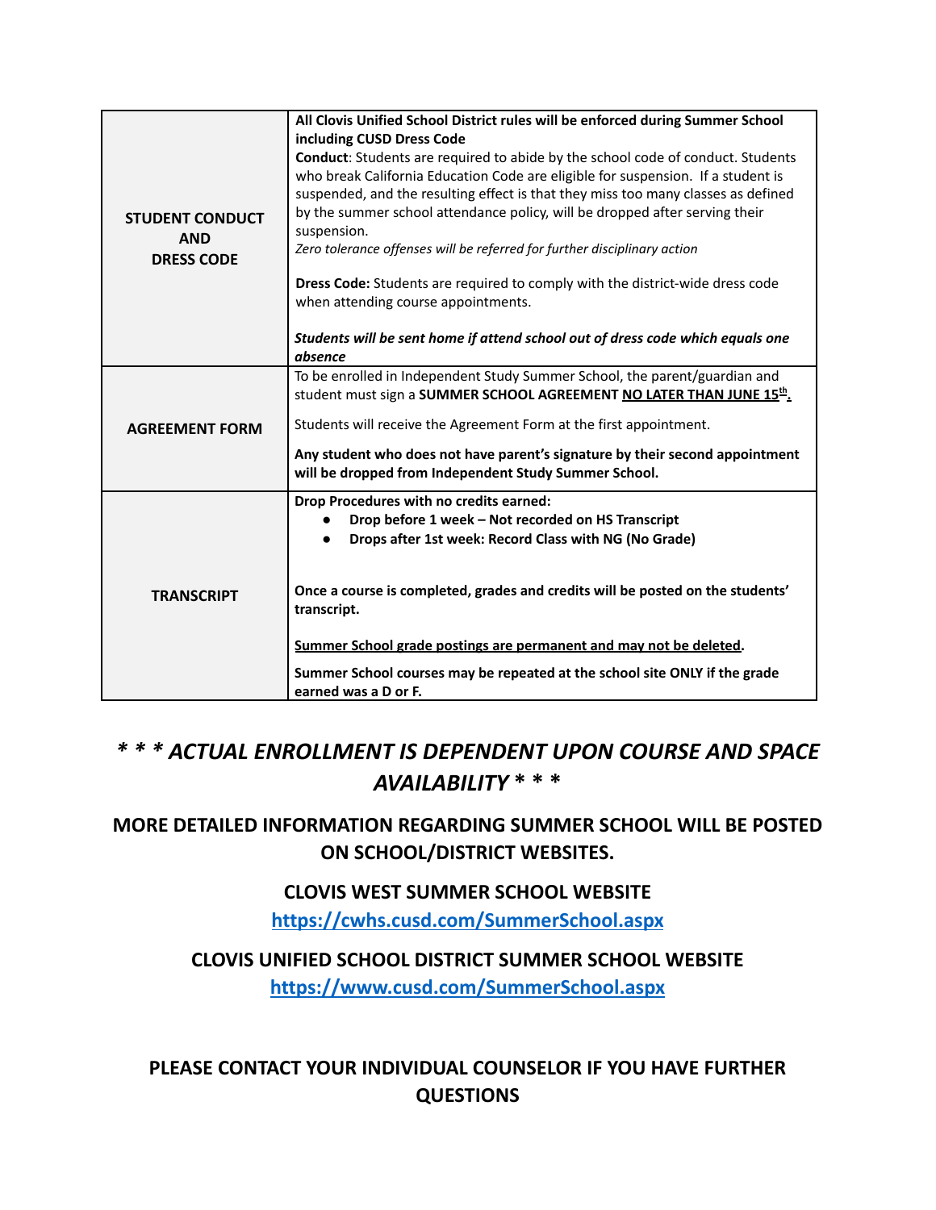| | |
|---|---|
| **STUDENT CONDUCT AND DRESS CODE** | **All Clovis Unified School District rules will be enforced during Summer School including CUSD Dress Code**<br>**Conduct**: Students are required to abide by the school code of conduct. Students who break California Education Code are eligible for suspension. If a student is suspended, and the resulting effect is that they miss too many classes as defined by the summer school attendance policy, will be dropped after serving their suspension.<br>*Zero tolerance offenses will be referred for further disciplinary action*<br><br>**Dress Code:** Students are required to comply with the district-wide dress code when attending course appointments.<br><br>***Students will be sent home if attend school out of dress code which equals one absence*** |
| **AGREEMENT FORM** | To be enrolled in Independent Study Summer School, the parent/guardian and student must sign a **SUMMER SCHOOL AGREEMENT** <u>**NO LATER THAN JUNE 15th.**</u><br><br>Students will receive the Agreement Form at the first appointment.<br><br>**Any student who does not have parent's signature by their second appointment will be dropped from Independent Study Summer School.** |
| **TRANSCRIPT** | **Drop Procedures with no credits earned:**<br>• **Drop before 1 week – Not recorded on HS Transcript**<br>• **Drops after 1st week: Record Class with NG (No Grade)**<br><br>**Once a course is completed, grades and credits will be posted on the students' transcript.**<br><br><u>**Summer School grade postings are permanent and may not be deleted**</u>**.**<br><br>**Summer School courses may be repeated at the school site ONLY if the grade earned was a D or F.** |

## *** ACTUAL ENROLLMENT IS DEPENDENT UPON COURSE AND SPACE AVAILABILITY * * ***

### MORE DETAILED INFORMATION REGARDING SUMMER SCHOOL WILL BE POSTED ON SCHOOL/DISTRICT WEBSITES.

**CLOVIS WEST SUMMER SCHOOL WEBSITE**

**https://cwhs.cusd.com/SummerSchool.aspx**

**CLOVIS UNIFIED SCHOOL DISTRICT SUMMER SCHOOL WEBSITE**

**https://www.cusd.com/SummerSchool.aspx**

**PLEASE CONTACT YOUR INDIVIDUAL COUNSELOR IF YOU HAVE FURTHER QUESTIONS**